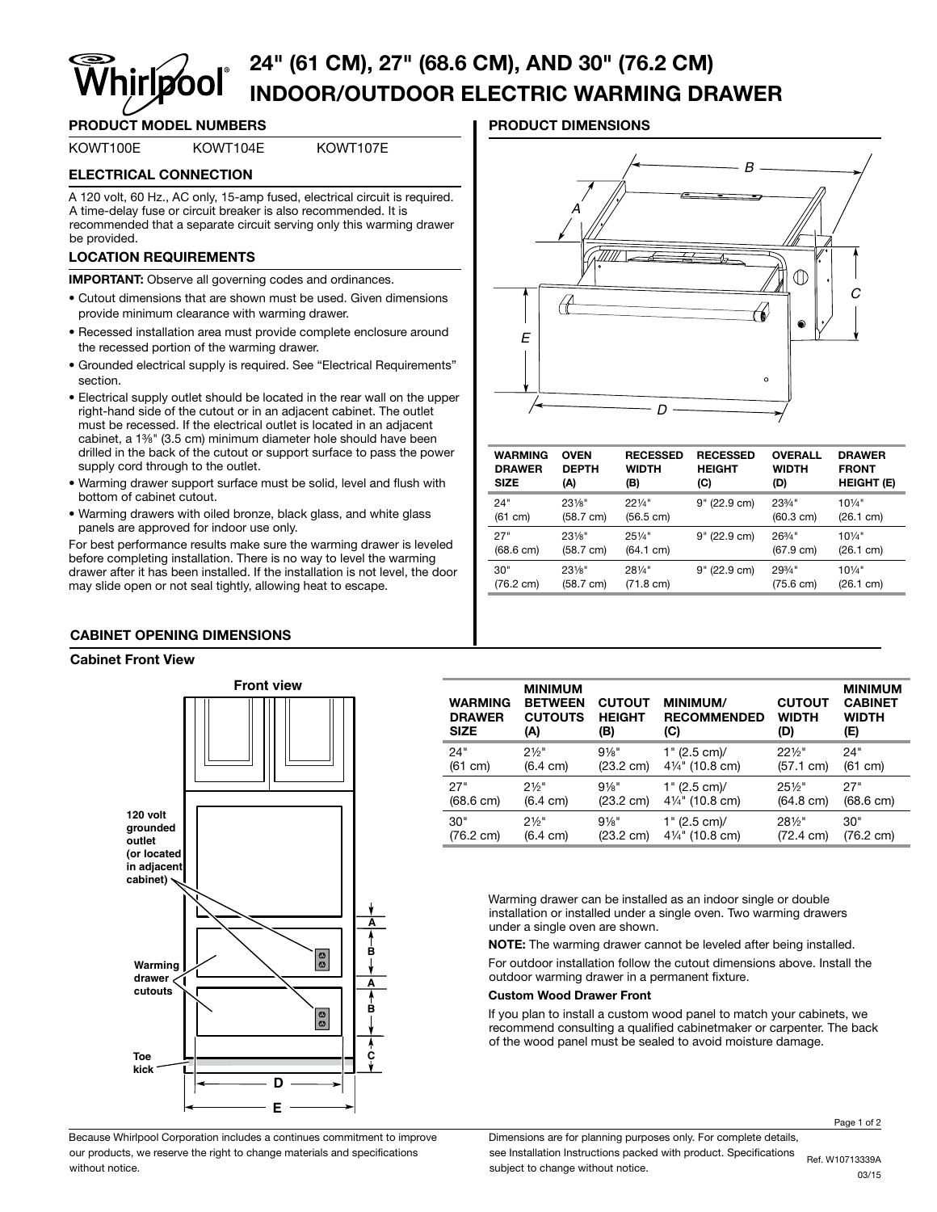# 24" (61 CM), 27" (68.6 CM), AND 30" (76.2 CM) INDOOR/OUTDOOR ELECTRIC WARMING DRAWER

## PRODUCT MODEL NUMBERS

KOWT100E KOWT104E KOWT107E

## ELECTRICAL CONNECTION

A 120 volt, 60 Hz., AC only, 15-amp fused, electrical circuit is required. A time-delay fuse or circuit breaker is also recommended. It is recommended that a separate circuit serving only this warming drawer be provided.

## LOCATION REQUIREMENTS

**IMPORTANT:** Observe all governing codes and ordinances.

- Cutout dimensions that are shown must be used. Given dimensions provide minimum clearance with warming drawer.
- Recessed installation area must provide complete enclosure around the recessed portion of the warming drawer.
- Grounded electrical supply is required. See "Electrical Requirements" section.
- Electrical supply outlet should be located in the rear wall on the upper right-hand side of the cutout or in an adjacent cabinet. The outlet must be recessed. If the electrical outlet is located in an adjacent cabinet, a 1⅜" (3.5 cm) minimum diameter hole should have been drilled in the back of the cutout or support surface to pass the power supply cord through to the outlet.
- Warming drawer support surface must be solid, level and flush with bottom of cabinet cutout.
- Warming drawers with oiled bronze, black glass, and white glass panels are approved for indoor use only.

For best performance results make sure the warming drawer is leveled before completing installation. There is no way to level the warming drawer after it has been installed. If the installation is not level, the door may slide open or not seal tightly, allowing heat to escape.

## PRODUCT DIMENSIONS

| WARMING DRAWER SIZE | OVEN DEPTH (A) | RECESSED WIDTH (B) | RECESSED HEIGHT (C) | OVERALL WIDTH (D) | DRAWER FRONT HEIGHT (E) |
|---|---|---|---|---|---|
| 24" (61 cm) | 23⅛" (58.7 cm) | 22¼" (56.5 cm) | 9" (22.9 cm) | 23¾" (60.3 cm) | 10¼" (26.1 cm) |
| 27" (68.6 cm) | 23⅛" (58.7 cm) | 25¼" (64.1 cm) | 9" (22.9 cm) | 26¾" (67.9 cm) | 10¼" (26.1 cm) |
| 30" (76.2 cm) | 23⅛" (58.7 cm) | 28¼" (71.8 cm) | 9" (22.9 cm) | 29¾" (75.6 cm) | 10¼" (26.1 cm) |

## CABINET OPENING DIMENSIONS

### Cabinet Front View

| WARMING DRAWER SIZE | MINIMUM BETWEEN CUTOUTS (A) | CUTOUT HEIGHT (B) | MINIMUM/ RECOMMENDED (C) | CUTOUT WIDTH (D) | MINIMUM CABINET WIDTH (E) |
|---|---|---|---|---|---|
| 24" (61 cm) | 2½" (6.4 cm) | 9⅛" (23.2 cm) | 1" (2.5 cm)/ 4¼" (10.8 cm) | 22½" (57.1 cm) | 24" (61 cm) |
| 27" (68.6 cm) | 2½" (6.4 cm) | 9⅛" (23.2 cm) | 1" (2.5 cm)/ 4¼" (10.8 cm) | 25½" (64.8 cm) | 27" (68.6 cm) |
| 30" (76.2 cm) | 2½" (6.4 cm) | 9⅛" (23.2 cm) | 1" (2.5 cm)/ 4¼" (10.8 cm) | 28½" (72.4 cm) | 30" (76.2 cm) |

Warming drawer can be installed as an indoor single or double installation or installed under a single oven. Two warming drawers under a single oven are shown.

**NOTE:** The warming drawer cannot be leveled after being installed.

For outdoor installation follow the cutout dimensions above. Install the outdoor warming drawer in a permanent fixture.

**Custom Wood Drawer Front**

If you plan to install a custom wood panel to match your cabinets, we recommend consulting a qualified cabinetmaker or carpenter. The back of the wood panel must be sealed to avoid moisture damage.

Because Whirlpool Corporation includes a continues commitment to improve our products, we reserve the right to change materials and specifications without notice.

Dimensions are for planning purposes only. For complete details, see Installation Instructions packed with product. Specifications subject to change without notice.

Ref. W10713339A
03/15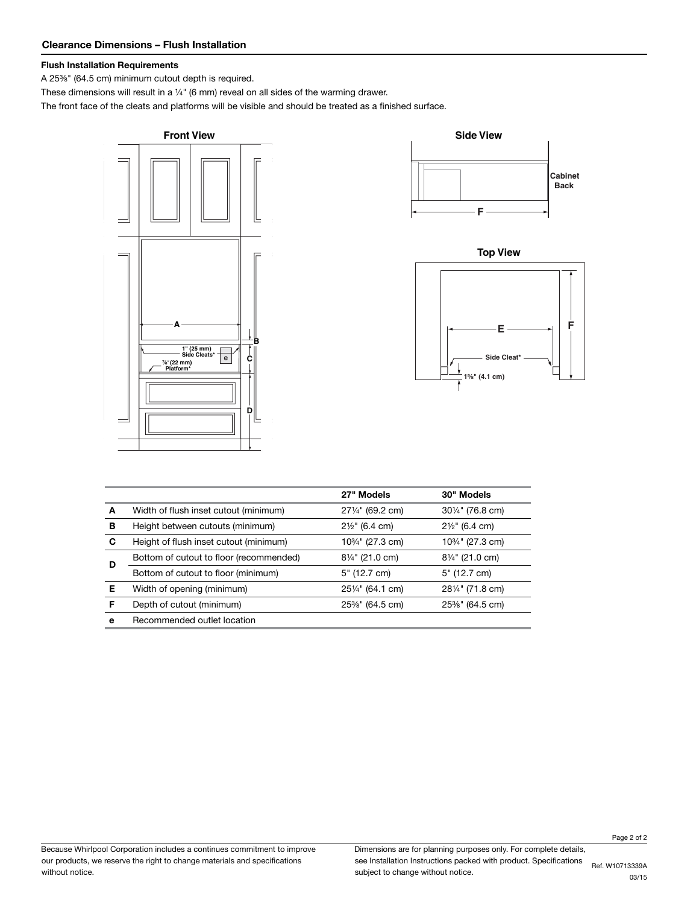## Clearance Dimensions – Flush Installation

### Flush Installation Requirements

A 25⅜" (64.5 cm) minimum cutout depth is required.

These dimensions will result in a ¼" (6 mm) reveal on all sides of the warming drawer.

The front face of the cleats and platforms will be visible and should be treated as a finished surface.

Front View

A

B

1" (25 mm)
Side Cleats*

e

C

⅞" (22 mm)
Platform*

D

Side View

Cabinet
Back

F

Top View

E

F

Side Cleat*

1⅝" (4.1 cm)

| | | 27" Models | 30" Models |
|---|---|---|---|
| A | Width of flush inset cutout (minimum) | 27¼" (69.2 cm) | 30¼" (76.8 cm) |
| B | Height between cutouts (minimum) | 2½" (6.4 cm) | 2½" (6.4 cm) |
| C | Height of flush inset cutout (minimum) | 10¾" (27.3 cm) | 10¾" (27.3 cm) |
| D | Bottom of cutout to floor (recommended) | 8¼" (21.0 cm) | 8¼" (21.0 cm) |
| | Bottom of cutout to floor (minimum) | 5" (12.7 cm) | 5" (12.7 cm) |
| E | Width of opening (minimum) | 25¼" (64.1 cm) | 28¼" (71.8 cm) |
| F | Depth of cutout (minimum) | 25⅜" (64.5 cm) | 25⅜" (64.5 cm) |
| e | Recommended outlet location | | |

Because Whirlpool Corporation includes a continues commitment to improve our products, we reserve the right to change materials and specifications without notice.

Dimensions are for planning purposes only. For complete details, see Installation Instructions packed with product. Specifications subject to change without notice.

Ref. W10713339A
03/15